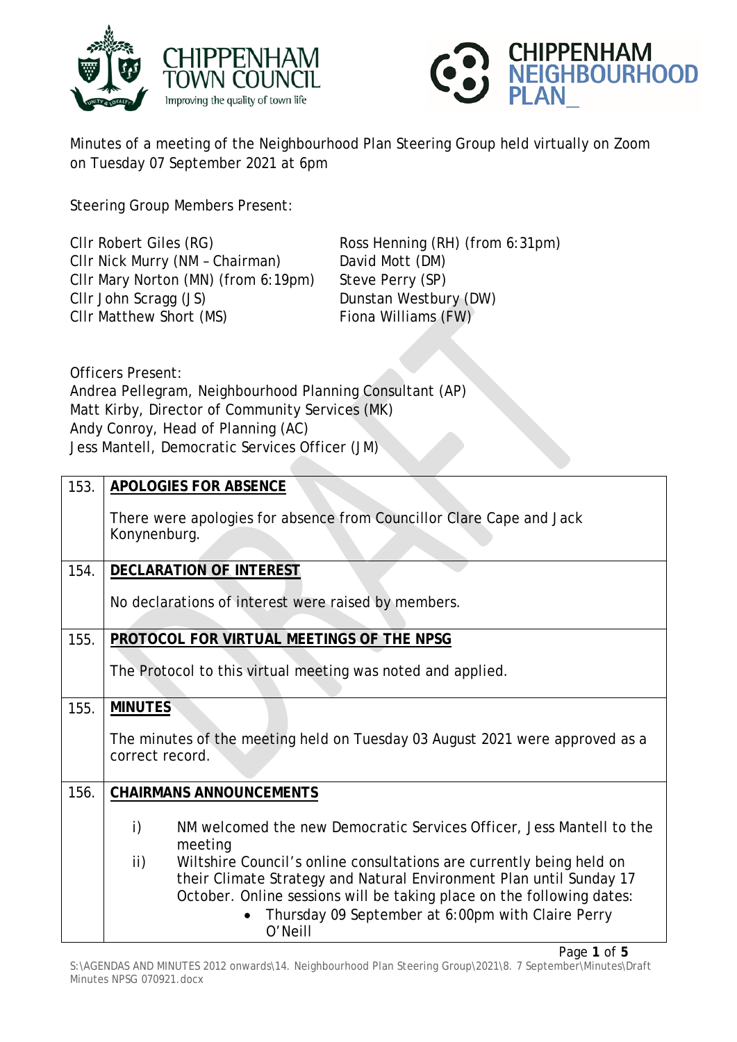Minutes of a meeting of the Neighbourhood Plan Steering Group held virtually on Zoom on Tuesday 07 September 2021 at 6pm

Steering Group Members Present:

Cllr Robert Giles (RG)
Cllr Nick Murry (NM – Chairman)
Cllr Mary Norton (MN) (from 6:19pm)
Cllr John Scragg (JS)
Cllr Matthew Short (MS)
Ross Henning (RH) (from 6:31pm)
David Mott (DM)
Steve Perry (SP)
Dunstan Westbury (DW)
Fiona Williams (FW)

Officers Present:
Andrea Pellegram, Neighbourhood Planning Consultant (AP)
Matt Kirby, Director of Community Services (MK)
Andy Conroy, Head of Planning (AC)
Jess Mantell, Democratic Services Officer (JM)

| | |
|---|---|
| 153. | **APOLOGIES FOR ABSENCE**<br><br>There were apologies for absence from Councillor Clare Cape and Jack Konynenburg. |
| 154. | **DECLARATION OF INTEREST**<br><br>No declarations of interest were raised by members. |
| 155. | **PROTOCOL FOR VIRTUAL MEETINGS OF THE NPSG**<br><br>The Protocol to this virtual meeting was noted and applied. |
| 155. | **MINUTES**<br><br>The minutes of the meeting held on Tuesday 03 August 2021 were approved as a correct record. |
| 156. | **CHAIRMANS ANNOUNCEMENTS**<br><br>i) NM welcomed the new Democratic Services Officer, Jess Mantell to the meeting<br>ii) Wiltshire Council's online consultations are currently being held on their Climate Strategy and Natural Environment Plan until Sunday 17 October. Online sessions will be taking place on the following dates:<br>• Thursday 09 September at 6:00pm with Claire Perry O'Neill |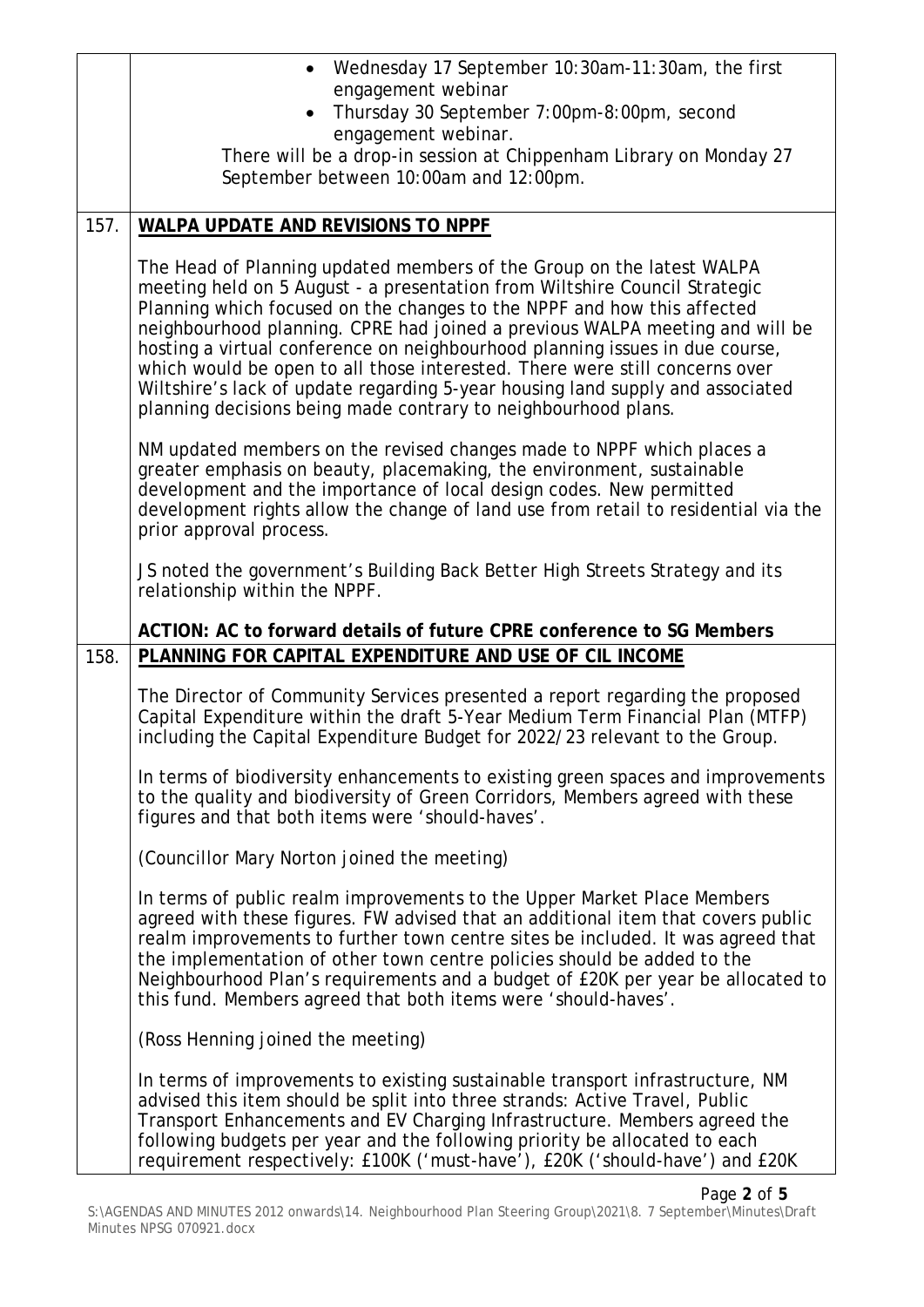- Wednesday 17 September 10:30am-11:30am, the first engagement webinar
- Thursday 30 September 7:00pm-8:00pm, second engagement webinar.

There will be a drop-in session at Chippenham Library on Monday 27 September between 10:00am and 12:00pm.

**157. WALPA UPDATE AND REVISIONS TO NPPF**

The Head of Planning updated members of the Group on the latest WALPA meeting held on 5 August - a presentation from Wiltshire Council Strategic Planning which focused on the changes to the NPPF and how this affected neighbourhood planning. CPRE had joined a previous WALPA meeting and will be hosting a virtual conference on neighbourhood planning issues in due course, which would be open to all those interested. There were still concerns over Wiltshire's lack of update regarding 5-year housing land supply and associated planning decisions being made contrary to neighbourhood plans.

NM updated members on the revised changes made to NPPF which places a greater emphasis on beauty, placemaking, the environment, sustainable development and the importance of local design codes. New permitted development rights allow the change of land use from retail to residential via the prior approval process.

JS noted the government's Building Back Better High Streets Strategy and its relationship within the NPPF.

**ACTION: AC to forward details of future CPRE conference to SG Members**

**158. PLANNING FOR CAPITAL EXPENDITURE AND USE OF CIL INCOME**

The Director of Community Services presented a report regarding the proposed Capital Expenditure within the draft 5-Year Medium Term Financial Plan (MTFP) including the Capital Expenditure Budget for 2022/23 relevant to the Group.

In terms of biodiversity enhancements to existing green spaces and improvements to the quality and biodiversity of Green Corridors, Members agreed with these figures and that both items were 'should-haves'.

(Councillor Mary Norton joined the meeting)

In terms of public realm improvements to the Upper Market Place Members agreed with these figures. FW advised that an additional item that covers public realm improvements to further town centre sites be included. It was agreed that the implementation of other town centre policies should be added to the Neighbourhood Plan's requirements and a budget of £20K per year be allocated to this fund. Members agreed that both items were 'should-haves'.

(Ross Henning joined the meeting)

In terms of improvements to existing sustainable transport infrastructure, NM advised this item should be split into three strands: Active Travel, Public Transport Enhancements and EV Charging Infrastructure. Members agreed the following budgets per year and the following priority be allocated to each requirement respectively: £100K ('must-have'), £20K ('should-have') and £20K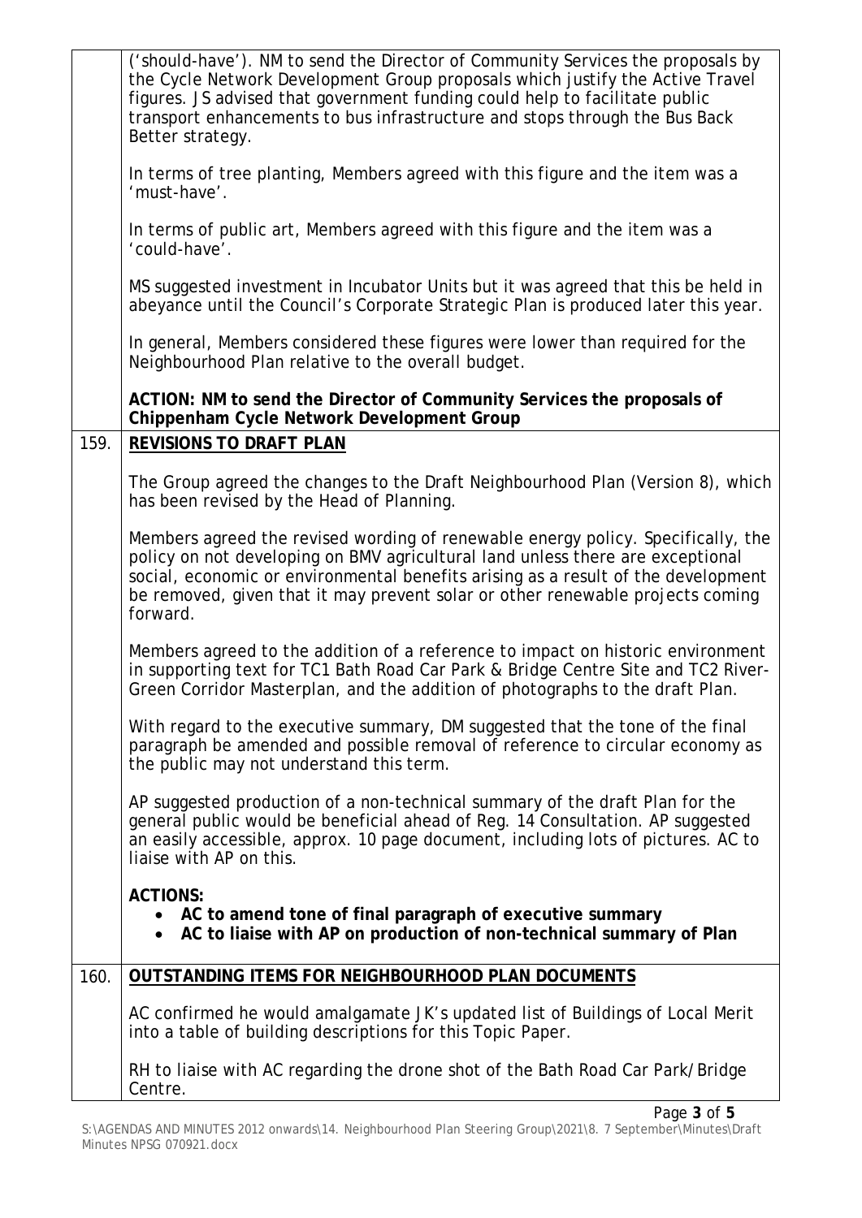| | |
|---|---|
| | ('should-have'). NM to send the Director of Community Services the proposals by the Cycle Network Development Group proposals which justify the Active Travel figures. JS advised that government funding could help to facilitate public transport enhancements to bus infrastructure and stops through the Bus Back Better strategy.<br><br>In terms of tree planting, Members agreed with this figure and the item was a 'must-have'.<br><br>In terms of public art, Members agreed with this figure and the item was a 'could-have'.<br><br>MS suggested investment in Incubator Units but it was agreed that this be held in abeyance until the Council's Corporate Strategic Plan is produced later this year.<br><br>In general, Members considered these figures were lower than required for the Neighbourhood Plan relative to the overall budget.<br><br>**ACTION: NM to send the Director of Community Services the proposals of Chippenham Cycle Network Development Group** |
| 159. | **<u>REVISIONS TO DRAFT PLAN</u>**<br><br>The Group agreed the changes to the Draft Neighbourhood Plan (Version 8), which has been revised by the Head of Planning.<br><br>Members agreed the revised wording of renewable energy policy. Specifically, the policy on not developing on BMV agricultural land unless there are exceptional social, economic or environmental benefits arising as a result of the development be removed, given that it may prevent solar or other renewable projects coming forward.<br><br>Members agreed to the addition of a reference to impact on historic environment in supporting text for TC1 Bath Road Car Park & Bridge Centre Site and TC2 River-Green Corridor Masterplan, and the addition of photographs to the draft Plan.<br><br>With regard to the executive summary, DM suggested that the tone of the final paragraph be amended and possible removal of reference to circular economy as the public may not understand this term.<br><br>AP suggested production of a non-technical summary of the draft Plan for the general public would be beneficial ahead of Reg. 14 Consultation. AP suggested an easily accessible, approx. 10 page document, including lots of pictures. AC to liaise with AP on this.<br><br>**ACTIONS:**<br>• **AC to amend tone of final paragraph of executive summary**<br>• **AC to liaise with AP on production of non-technical summary of Plan** |
| 160. | **<u>OUTSTANDING ITEMS FOR NEIGHBOURHOOD PLAN DOCUMENTS</u>**<br><br>AC confirmed he would amalgamate JK's updated list of Buildings of Local Merit into a table of building descriptions for this Topic Paper.<br><br>RH to liaise with AC regarding the drone shot of the Bath Road Car Park/Bridge Centre. |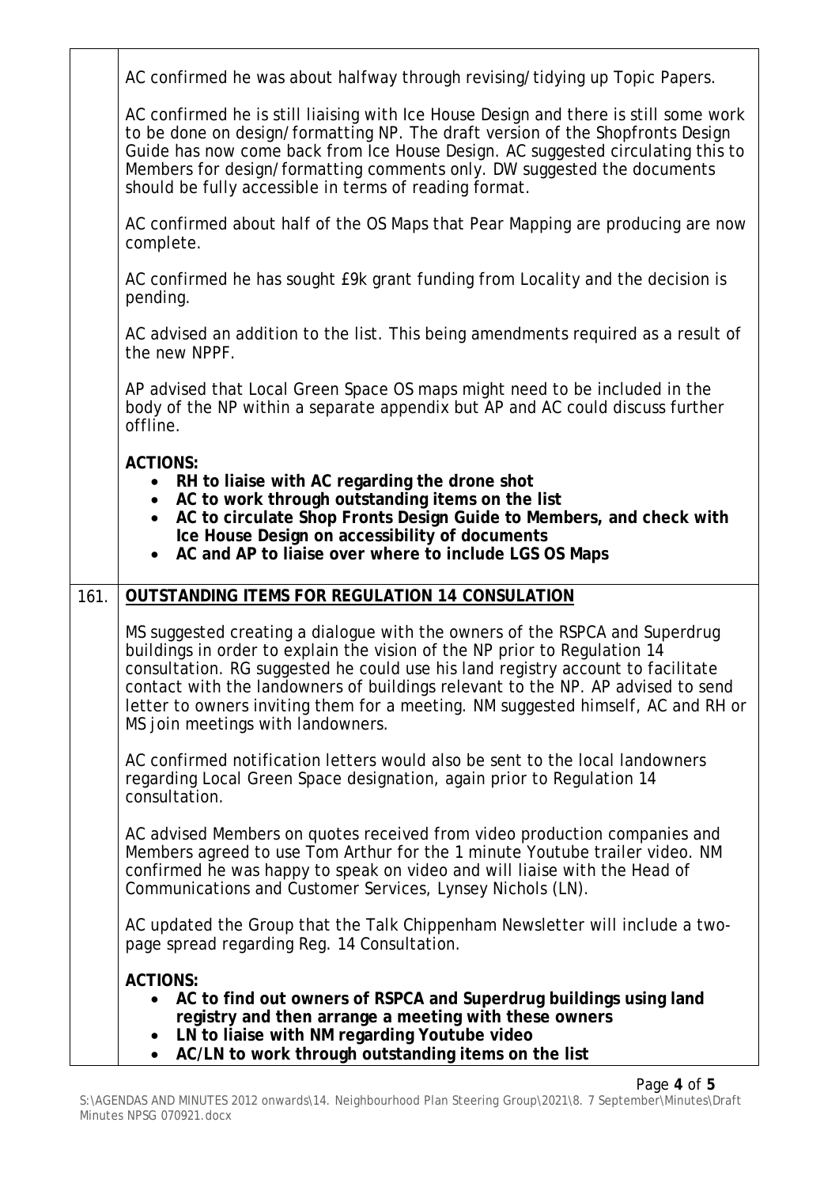AC confirmed he was about halfway through revising/tidying up Topic Papers.

AC confirmed he is still liaising with Ice House Design and there is still some work to be done on design/formatting NP. The draft version of the Shopfronts Design Guide has now come back from Ice House Design. AC suggested circulating this to Members for design/formatting comments only. DW suggested the documents should be fully accessible in terms of reading format.

AC confirmed about half of the OS Maps that Pear Mapping are producing are now complete.

AC confirmed he has sought £9k grant funding from Locality and the decision is pending.

AC advised an addition to the list. This being amendments required as a result of the new NPPF.

AP advised that Local Green Space OS maps might need to be included in the body of the NP within a separate appendix but AP and AC could discuss further offline.

**ACTIONS:**

- **RH to liaise with AC regarding the drone shot**
- **AC to work through outstanding items on the list**
- **AC to circulate Shop Fronts Design Guide to Members, and check with Ice House Design on accessibility of documents**
- **AC and AP to liaise over where to include LGS OS Maps**

**161. OUTSTANDING ITEMS FOR REGULATION 14 CONSULATION**

MS suggested creating a dialogue with the owners of the RSPCA and Superdrug buildings in order to explain the vision of the NP prior to Regulation 14 consultation. RG suggested he could use his land registry account to facilitate contact with the landowners of buildings relevant to the NP. AP advised to send letter to owners inviting them for a meeting. NM suggested himself, AC and RH or MS join meetings with landowners.

AC confirmed notification letters would also be sent to the local landowners regarding Local Green Space designation, again prior to Regulation 14 consultation.

AC advised Members on quotes received from video production companies and Members agreed to use Tom Arthur for the 1 minute Youtube trailer video. NM confirmed he was happy to speak on video and will liaise with the Head of Communications and Customer Services, Lynsey Nichols (LN).

AC updated the Group that the Talk Chippenham Newsletter will include a two-page spread regarding Reg. 14 Consultation.

**ACTIONS:**

- **AC to find out owners of RSPCA and Superdrug buildings using land registry and then arrange a meeting with these owners**
- **LN to liaise with NM regarding Youtube video**
- **AC/LN to work through outstanding items on the list**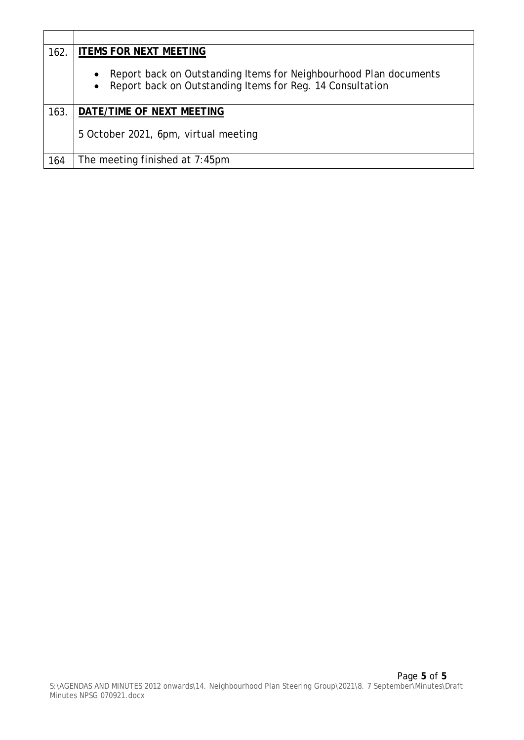| | |
|---|---|
| 162. | **ITEMS FOR NEXT MEETING**<br><br>• Report back on Outstanding Items for Neighbourhood Plan documents<br>• Report back on Outstanding Items for Reg. 14 Consultation |
| 163. | **DATE/TIME OF NEXT MEETING**<br><br>5 October 2021, 6pm, virtual meeting |
| 164 | The meeting finished at 7:45pm |